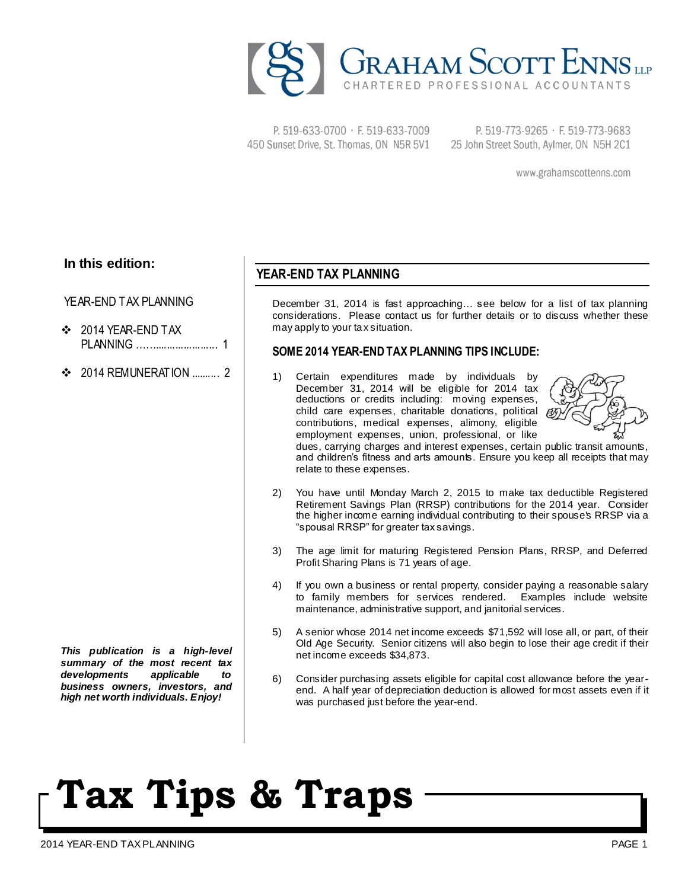# GRAHAM SCOTT ENNS LLP

CHARTERED PROFESSIONAL ACCOUNTANTS

P. 519-633-0700 · F. 519-633-7009
450 Sunset Drive, St. Thomas, ON N5R 5V1

P. 519-773-9265 · F. 519-773-9683
25 John Street South, Aylmer, ON N5H 2C1

www.grahamscottenns.com

**In this edition:**

YEAR-END TAX PLANNING

- 2014 YEAR-END TAX PLANNING ........................ 1
- 2014 REMUNERATION .......... 2

***This publication is a high-level summary of the most recent tax developments applicable to business owners, investors, and high net worth individuals. Enjoy!***

## YEAR-END TAX PLANNING

December 31, 2014 is fast approaching… see below for a list of tax planning considerations. Please contact us for further details or to discuss whether these may apply to your tax situation.

### SOME 2014 YEAR-END TAX PLANNING TIPS INCLUDE:

1) Certain expenditures made by individuals by December 31, 2014 will be eligible for 2014 tax deductions or credits including: moving expenses, child care expenses, charitable donations, political contributions, medical expenses, alimony, eligible employment expenses, union, professional, or like dues, carrying charges and interest expenses, certain public transit amounts, and children's fitness and arts amounts. Ensure you keep all receipts that may relate to these expenses.

2) You have until Monday March 2, 2015 to make tax deductible Registered Retirement Savings Plan (RRSP) contributions for the 2014 year. Consider the higher income earning individual contributing to their spouse's RRSP via a "spousal RRSP" for greater tax savings.

3) The age limit for maturing Registered Pension Plans, RRSP, and Deferred Profit Sharing Plans is 71 years of age.

4) If you own a business or rental property, consider paying a reasonable salary to family members for services rendered. Examples include website maintenance, administrative support, and janitorial services.

5) A senior whose 2014 net income exceeds $71,592 will lose all, or part, of their Old Age Security. Senior citizens will also begin to lose their age credit if their net income exceeds $34,873.

6) Consider purchasing assets eligible for capital cost allowance before the year-end. A half year of depreciation deduction is allowed for most assets even if it was purchased just before the year-end.

# Tax Tips & Traps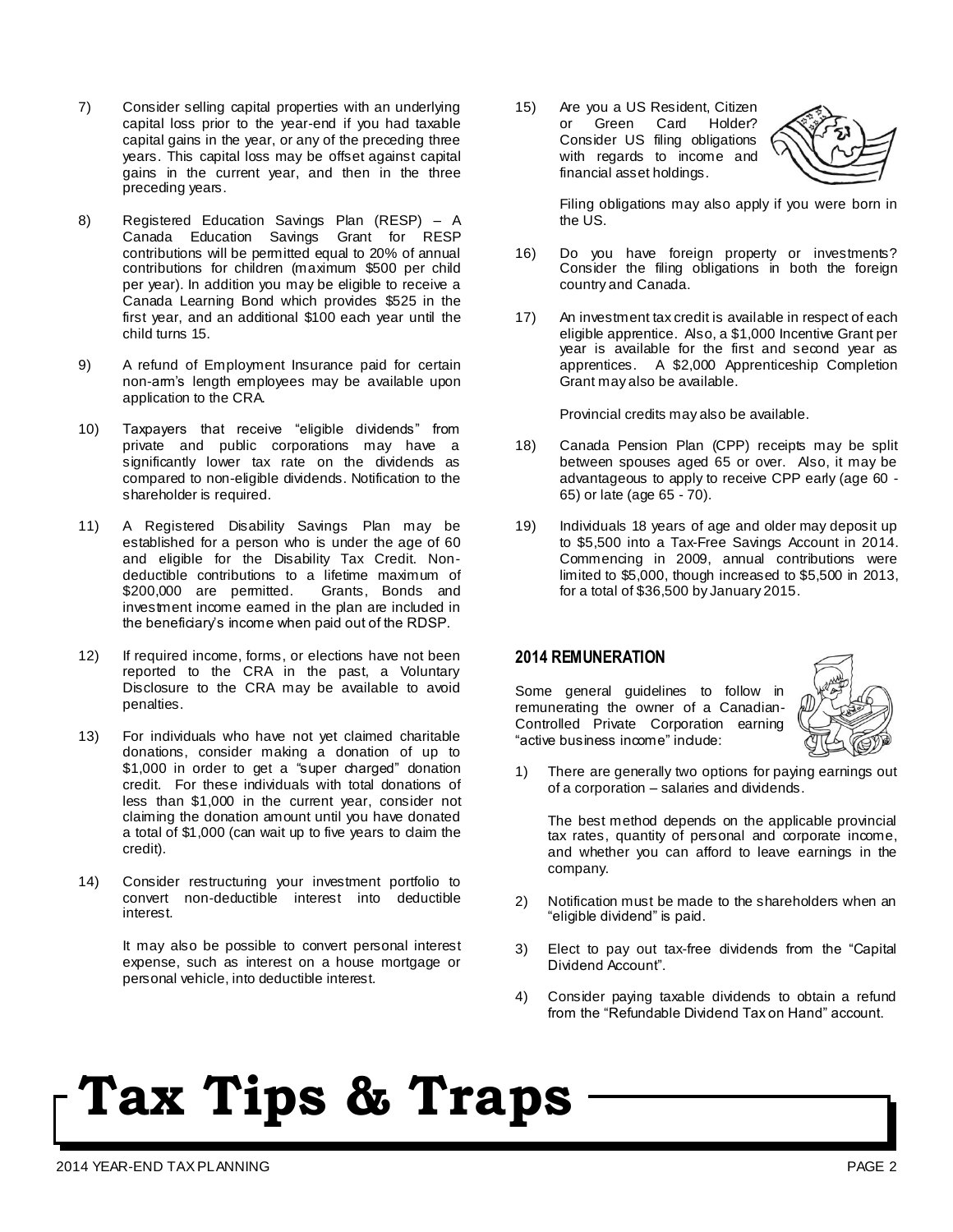7) Consider selling capital properties with an underlying capital loss prior to the year-end if you had taxable capital gains in the year, or any of the preceding three years. This capital loss may be offset against capital gains in the current year, and then in the three preceding years.

8) Registered Education Savings Plan (RESP) – A Canada Education Savings Grant for RESP contributions will be permitted equal to 20% of annual contributions for children (maximum $500 per child per year). In addition you may be eligible to receive a Canada Learning Bond which provides $525 in the first year, and an additional $100 each year until the child turns 15.

9) A refund of Employment Insurance paid for certain non-arm's length employees may be available upon application to the CRA.

10) Taxpayers that receive "eligible dividends" from private and public corporations may have a significantly lower tax rate on the dividends as compared to non-eligible dividends. Notification to the shareholder is required.

11) A Registered Disability Savings Plan may be established for a person who is under the age of 60 and eligible for the Disability Tax Credit. Non-deductible contributions to a lifetime maximum of $200,000 are permitted. Grants, Bonds and investment income earned in the plan are included in the beneficiary's income when paid out of the RDSP.

12) If required income, forms, or elections have not been reported to the CRA in the past, a Voluntary Disclosure to the CRA may be available to avoid penalties.

13) For individuals who have not yet claimed charitable donations, consider making a donation of up to $1,000 in order to get a "super charged" donation credit. For these individuals with total donations of less than $1,000 in the current year, consider not claiming the donation amount until you have donated a total of $1,000 (can wait up to five years to claim the credit).

14) Consider restructuring your investment portfolio to convert non-deductible interest into deductible interest.

    It may also be possible to convert personal interest expense, such as interest on a house mortgage or personal vehicle, into deductible interest.

15) Are you a US Resident, Citizen or Green Card Holder? Consider US filing obligations with regards to income and financial asset holdings.

    Filing obligations may also apply if you were born in the US.

16) Do you have foreign property or investments? Consider the filing obligations in both the foreign country and Canada.

17) An investment tax credit is available in respect of each eligible apprentice. Also, a $1,000 Incentive Grant per year is available for the first and second year as apprentices. A $2,000 Apprenticeship Completion Grant may also be available.

    Provincial credits may also be available.

18) Canada Pension Plan (CPP) receipts may be split between spouses aged 65 or over. Also, it may be advantageous to apply to receive CPP early (age 60 - 65) or late (age 65 - 70).

19) Individuals 18 years of age and older may deposit up to $5,500 into a Tax-Free Savings Account in 2014. Commencing in 2009, annual contributions were limited to $5,000, though increased to $5,500 in 2013, for a total of $36,500 by January 2015.

## 2014 REMUNERATION

Some general guidelines to follow in remunerating the owner of a Canadian-Controlled Private Corporation earning "active business income" include:

1) There are generally two options for paying earnings out of a corporation – salaries and dividends.

   The best method depends on the applicable provincial tax rates, quantity of personal and corporate income, and whether you can afford to leave earnings in the company.

2) Notification must be made to the shareholders when an "eligible dividend" is paid.

3) Elect to pay out tax-free dividends from the "Capital Dividend Account".

4) Consider paying taxable dividends to obtain a refund from the "Refundable Dividend Tax on Hand" account.

# Tax Tips & Traps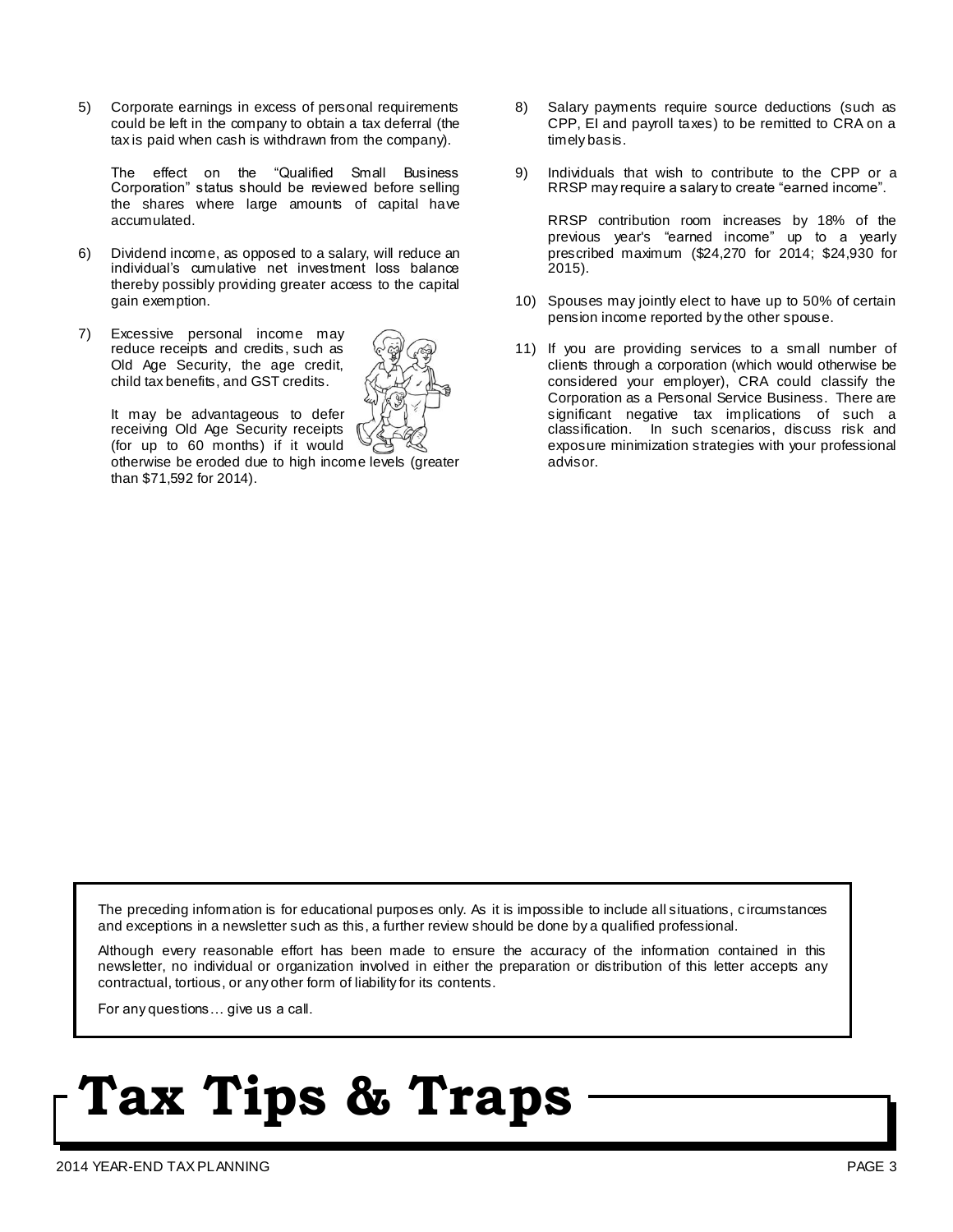5) Corporate earnings in excess of personal requirements could be left in the company to obtain a tax deferral (the tax is paid when cash is withdrawn from the company).

   The effect on the "Qualified Small Business Corporation" status should be reviewed before selling the shares where large amounts of capital have accumulated.

6) Dividend income, as opposed to a salary, will reduce an individual's cumulative net investment loss balance thereby possibly providing greater access to the capital gain exemption.

7) Excessive personal income may reduce receipts and credits, such as Old Age Security, the age credit, child tax benefits, and GST credits.

   It may be advantageous to defer receiving Old Age Security receipts (for up to 60 months) if it would otherwise be eroded due to high income levels (greater than $71,592 for 2014).

8) Salary payments require source deductions (such as CPP, EI and payroll taxes) to be remitted to CRA on a timely basis.

9) Individuals that wish to contribute to the CPP or a RRSP may require a salary to create "earned income".

   RRSP contribution room increases by 18% of the previous year's "earned income" up to a yearly prescribed maximum ($24,270 for 2014; $24,930 for 2015).

10) Spouses may jointly elect to have up to 50% of certain pension income reported by the other spouse.

11) If you are providing services to a small number of clients through a corporation (which would otherwise be considered your employer), CRA could classify the Corporation as a Personal Service Business. There are significant negative tax implications of such a classification. In such scenarios, discuss risk and exposure minimization strategies with your professional advisor.

The preceding information is for educational purposes only. As it is impossible to include all situations, circumstances and exceptions in a newsletter such as this, a further review should be done by a qualified professional.

Although every reasonable effort has been made to ensure the accuracy of the information contained in this newsletter, no individual or organization involved in either the preparation or distribution of this letter accepts any contractual, tortious, or any other form of liability for its contents.

For any questions… give us a call.

# Tax Tips & Traps